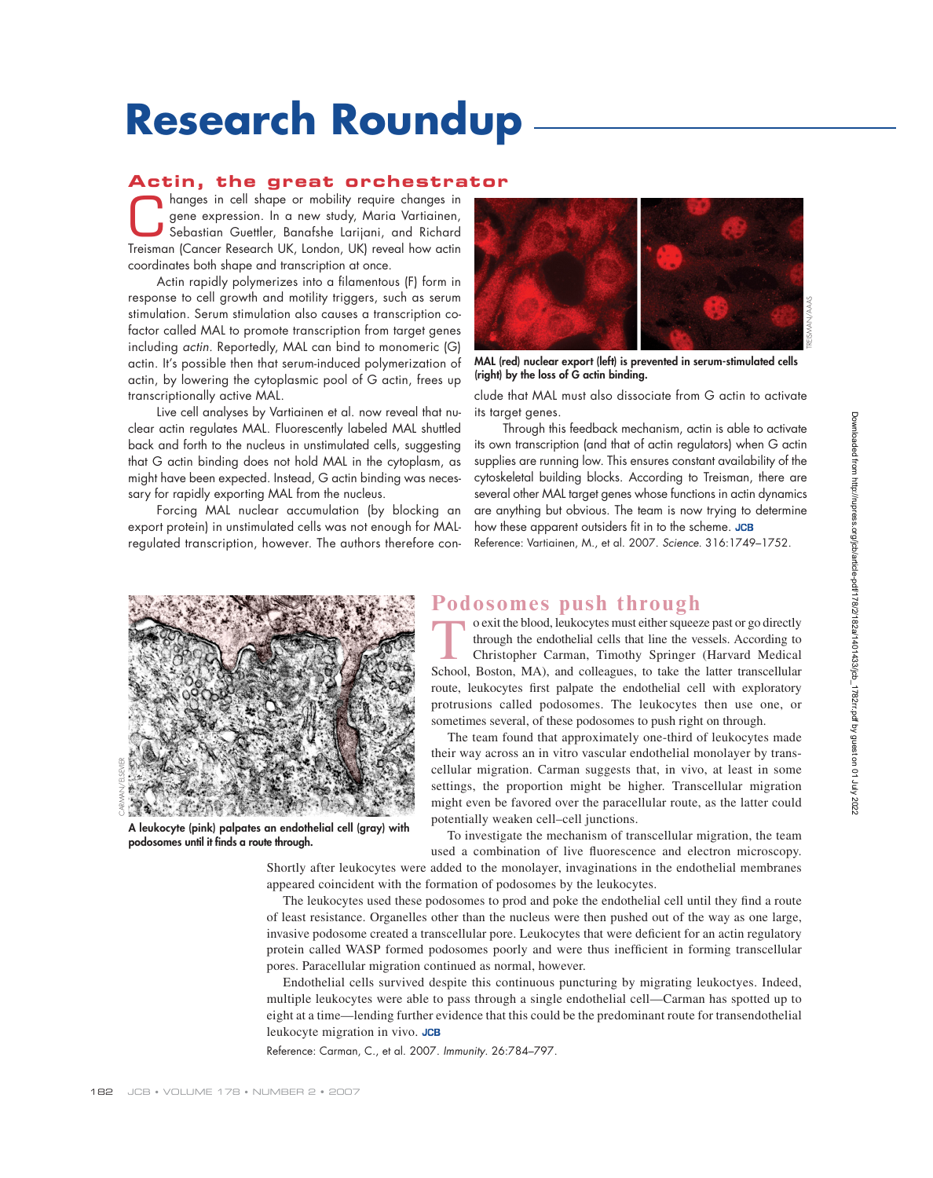# Research Roundup

## Actin, the great orchestrator

Changes in cell shape or mobility require changes in gene expression. In a new study, Maria Vartiainen, Sebastian Guettler, Banafshe Larijani, and Richard Treisman (Cancer Research UK, London, UK) reveal how actin coordinates both shape and transcription at once.

Actin rapidly polymerizes into a filamentous (F) form in response to cell growth and motility triggers, such as serum stimulation. Serum stimulation also causes a transcription cofactor called MAL to promote transcription from target genes including *actin*. Reportedly, MAL can bind to monomeric (G) actin. It's possible then that serum-induced polymerization of actin, by lowering the cytoplasmic pool of G actin, frees up transcriptionally active MAL.

Live cell analyses by Vartiainen et al. now reveal that nuclear actin regulates MAL. Fluorescently labeled MAL shuttled back and forth to the nucleus in unstimulated cells, suggesting that G actin binding does not hold MAL in the cytoplasm, as might have been expected. Instead, G actin binding was necessary for rapidly exporting MAL from the nucleus.

Forcing MAL nuclear accumulation (by blocking an export protein) in unstimulated cells was not enough for MAL-regulated transcription, however. The authors therefore conclude that MAL must also dissociate from G actin to activate its target genes.

**MAL (red) nuclear export (left) is prevented in serum-stimulated cells (right) by the loss of G actin binding.**

Through this feedback mechanism, actin is able to activate its own transcription (and that of actin regulators) when G actin supplies are running low. This ensures constant availability of the cytoskeletal building blocks. According to Treisman, there are several other MAL target genes whose functions in actin dynamics are anything but obvious. The team is now trying to determine how these apparent outsiders fit in to the scheme. JCB

Reference: Vartiainen, M., et al. 2007. *Science*. 316:1749–1752.

## Podosomes push through

To exit the blood, leukocytes must either squeeze past or go directly through the endothelial cells that line the vessels. According to Christopher Carman, Timothy Springer (Harvard Medical School, Boston, MA), and colleagues, to take the latter transcellular route, leukocytes first palpate the endothelial cell with exploratory protrusions called podosomes. The leukocytes then use one, or sometimes several, of these podosomes to push right on through.

**A leukocyte (pink) palpates an endothelial cell (gray) with podosomes until it finds a route through.**

The team found that approximately one-third of leukocytes made their way across an in vitro vascular endothelial monolayer by transcellular migration. Carman suggests that, in vivo, at least in some settings, the proportion might be higher. Transcellular migration might even be favored over the paracellular route, as the latter could potentially weaken cell–cell junctions.

To investigate the mechanism of transcellular migration, the team used a combination of live fluorescence and electron microscopy. Shortly after leukocytes were added to the monolayer, invaginations in the endothelial membranes appeared coincident with the formation of podosomes by the leukocytes.

The leukocytes used these podosomes to prod and poke the endothelial cell until they find a route of least resistance. Organelles other than the nucleus were then pushed out of the way as one large, invasive podosome created a transcellular pore. Leukocytes that were deficient for an actin regulatory protein called WASP formed podosomes poorly and were thus inefficient in forming transcellular pores. Paracellular migration continued as normal, however.

Endothelial cells survived despite this continuous puncturing by migrating leukoctyes. Indeed, multiple leukocytes were able to pass through a single endothelial cell—Carman has spotted up to eight at a time—lending further evidence that this could be the predominant route for transendothelial leukocyte migration in vivo. JCB

Reference: Carman, C., et al. 2007. *Immunity*. 26:784–797.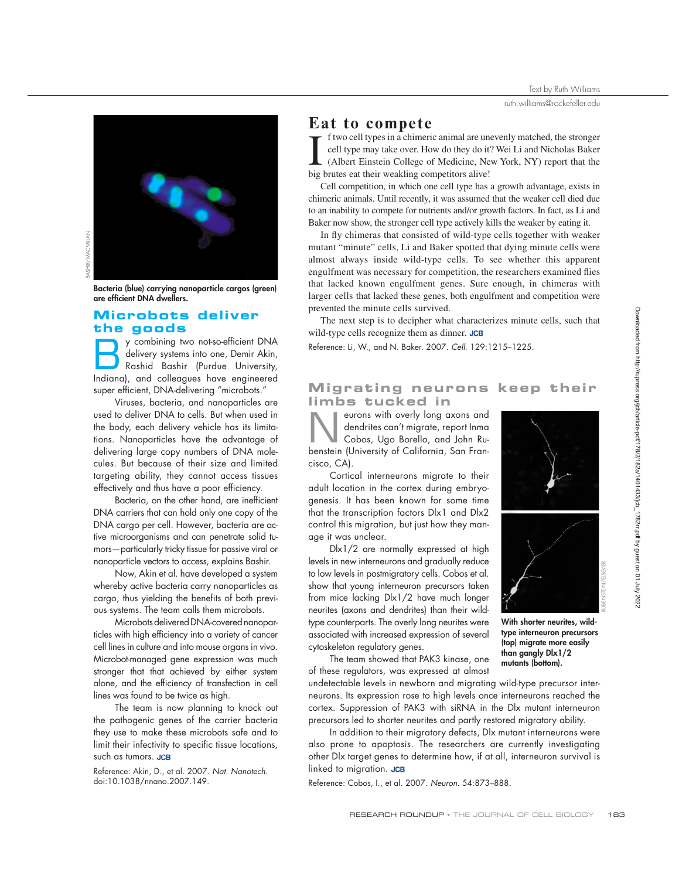Bacteria (blue) carrying nanoparticle cargos (green) are efficient DNA dwellers.

## Microbots deliver the goods

By combining two not-so-efficient DNA delivery systems into one, Demir Akin, Rashid Bashir (Purdue University, Indiana), and colleagues have engineered super efficient, DNA-delivering "microbots."

Viruses, bacteria, and nanoparticles are used to deliver DNA to cells. But when used in the body, each delivery vehicle has its limitations. Nanoparticles have the advantage of delivering large copy numbers of DNA molecules. But because of their size and limited targeting ability, they cannot access tissues effectively and thus have a poor efficiency.

Bacteria, on the other hand, are inefficient DNA carriers that can hold only one copy of the DNA cargo per cell. However, bacteria are active microorganisms and can penetrate solid tumors—particularly tricky tissue for passive viral or nanoparticle vectors to access, explains Bashir.

Now, Akin et al. have developed a system whereby active bacteria carry nanoparticles as cargo, thus yielding the benefits of both previous systems. The team calls them microbots.

Microbots delivered DNA-covered nanoparticles with high efficiency into a variety of cancer cell lines in culture and into mouse organs in vivo. Microbot-managed gene expression was much stronger that that achieved by either system alone, and the efficiency of transfection in cell lines was found to be twice as high.

The team is now planning to knock out the pathogenic genes of the carrier bacteria they use to make these microbots safe and to limit their infectivity to specific tissue locations, such as tumors. JCB

Reference: Akin, D., et al. 2007. *Nat. Nanotech.* doi:10.1038/nnano.2007.149.

## Eat to compete

If two cell types in a chimeric animal are unevenly matched, the stronger cell type may take over. How do they do it? Wei Li and Nicholas Baker (Albert Einstein College of Medicine, New York, NY) report that the big brutes eat their weakling competitors alive!

Cell competition, in which one cell type has a growth advantage, exists in chimeric animals. Until recently, it was assumed that the weaker cell died due to an inability to compete for nutrients and/or growth factors. In fact, as Li and Baker now show, the stronger cell type actively kills the weaker by eating it.

In fly chimeras that consisted of wild-type cells together with weaker mutant "minute" cells, Li and Baker spotted that dying minute cells were almost always inside wild-type cells. To see whether this apparent engulfment was necessary for competition, the researchers examined flies that lacked known engulfment genes. Sure enough, in chimeras with larger cells that lacked these genes, both engulfment and competition were prevented the minute cells survived.

The next step is to decipher what characterizes minute cells, such that wild-type cells recognize them as dinner. JCB

Reference: Li, W., and N. Baker. 2007. *Cell.* 129:1215–1225.

## Migrating neurons keep their limbs tucked in

Neurons with overly long axons and dendrites can't migrate, report Inma Cobos, Ugo Borello, and John Rubenstein (University of California, San Francisco, CA).

Cortical interneurons migrate to their adult location in the cortex during embryogenesis. It has been known for some time that the transcription factors Dlx1 and Dlx2 control this migration, but just how they manage it was unclear.

Dlx1/2 are normally expressed at high levels in new interneurons and gradually reduce to low levels in postmigratory cells. Cobos et al. show that young interneuron precursors taken from mice lacking Dlx1/2 have much longer neurites (axons and dendrites) than their wild-type counterparts. The overly long neurites were associated with increased expression of several cytoskeleton regulatory genes.

With shorter neurites, wild-type interneuron precursors (top) migrate more easily than gangly Dlx1/2 mutants (bottom).

The team showed that PAK3 kinase, one of these regulators, was expressed at almost undetectable levels in newborn and migrating wild-type precursor interneurons. Its expression rose to high levels once interneurons reached the cortex. Suppression of PAK3 with siRNA in the Dlx mutant interneuron precursors led to shorter neurites and partly restored migratory ability.

In addition to their migratory defects, Dlx mutant interneurons were also prone to apoptosis. The researchers are currently investigating other Dlx target genes to determine how, if at all, interneuron survival is linked to migration. JCB

Reference: Cobos, I., et al. 2007. *Neuron.* 54:873–888.